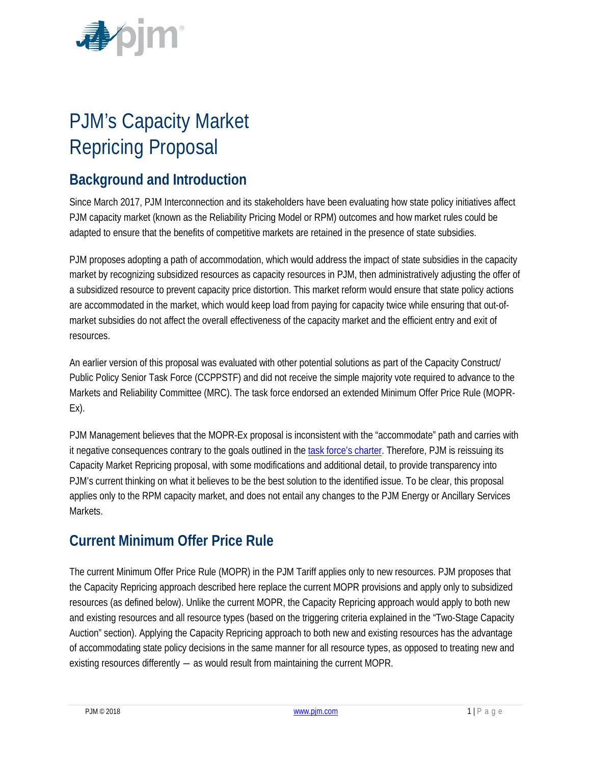# PJM's Capacity Market Repricing Proposal

## Background and Introduction

Since March 2017, PJM Interconnection and its stakeholders have been evaluating how state policy initiatives affect PJM capacity market (known as the Reliability Pricing Model or RPM) outcomes and how market rules could be adapted to ensure that the benefits of competitive markets are retained in the presence of state subsidies.

PJM proposes adopting a path of accommodation, which would address the impact of state subsidies in the capacity market by recognizing subsidized resources as capacity resources in PJM, then administratively adjusting the offer of a subsidized resource to prevent capacity price distortion. This market reform would ensure that state policy actions are accommodated in the market, which would keep load from paying for capacity twice while ensuring that out-of-market subsidies do not affect the overall effectiveness of the capacity market and the efficient entry and exit of resources.

An earlier version of this proposal was evaluated with other potential solutions as part of the Capacity Construct/ Public Policy Senior Task Force (CCPPSTF) and did not receive the simple majority vote required to advance to the Markets and Reliability Committee (MRC). The task force endorsed an extended Minimum Offer Price Rule (MOPR-Ex).

PJM Management believes that the MOPR-Ex proposal is inconsistent with the "accommodate" path and carries with it negative consequences contrary to the goals outlined in the task force's charter. Therefore, PJM is reissuing its Capacity Market Repricing proposal, with some modifications and additional detail, to provide transparency into PJM's current thinking on what it believes to be the best solution to the identified issue. To be clear, this proposal applies only to the RPM capacity market, and does not entail any changes to the PJM Energy or Ancillary Services Markets.

## Current Minimum Offer Price Rule

The current Minimum Offer Price Rule (MOPR) in the PJM Tariff applies only to new resources. PJM proposes that the Capacity Repricing approach described here replace the current MOPR provisions and apply only to subsidized resources (as defined below). Unlike the current MOPR, the Capacity Repricing approach would apply to both new and existing resources and all resource types (based on the triggering criteria explained in the "Two-Stage Capacity Auction" section). Applying the Capacity Repricing approach to both new and existing resources has the advantage of accommodating state policy decisions in the same manner for all resource types, as opposed to treating new and existing resources differently — as would result from maintaining the current MOPR.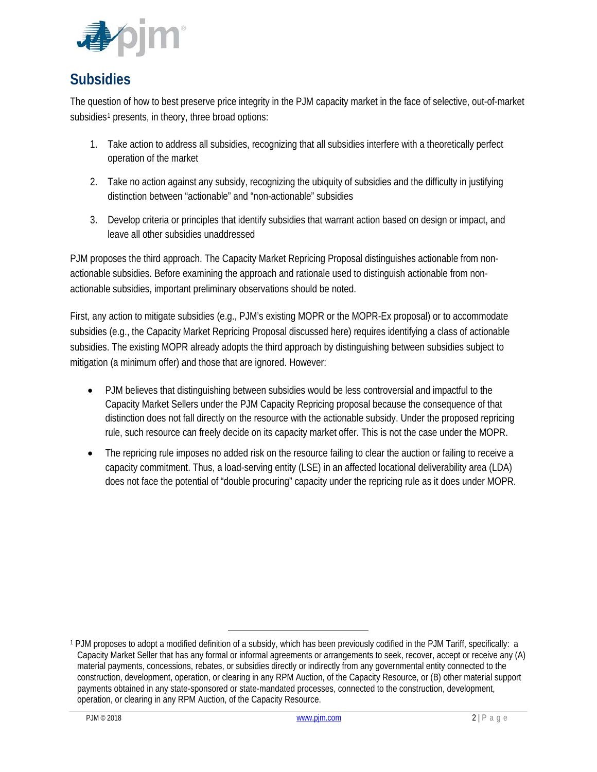## Subsidies

The question of how to best preserve price integrity in the PJM capacity market in the face of selective, out-of-market subsidies[1] presents, in theory, three broad options:

1. Take action to address all subsidies, recognizing that all subsidies interfere with a theoretically perfect operation of the market
2. Take no action against any subsidy, recognizing the ubiquity of subsidies and the difficulty in justifying distinction between "actionable" and "non-actionable" subsidies
3. Develop criteria or principles that identify subsidies that warrant action based on design or impact, and leave all other subsidies unaddressed

PJM proposes the third approach. The Capacity Market Repricing Proposal distinguishes actionable from non-actionable subsidies. Before examining the approach and rationale used to distinguish actionable from non-actionable subsidies, important preliminary observations should be noted.

First, any action to mitigate subsidies (e.g., PJM's existing MOPR or the MOPR-Ex proposal) or to accommodate subsidies (e.g., the Capacity Market Repricing Proposal discussed here) requires identifying a class of actionable subsidies. The existing MOPR already adopts the third approach by distinguishing between subsidies subject to mitigation (a minimum offer) and those that are ignored. However:

- PJM believes that distinguishing between subsidies would be less controversial and impactful to the Capacity Market Sellers under the PJM Capacity Repricing proposal because the consequence of that distinction does not fall directly on the resource with the actionable subsidy. Under the proposed repricing rule, such resource can freely decide on its capacity market offer. This is not the case under the MOPR.
- The repricing rule imposes no added risk on the resource failing to clear the auction or failing to receive a capacity commitment. Thus, a load-serving entity (LSE) in an affected locational deliverability area (LDA) does not face the potential of "double procuring" capacity under the repricing rule as it does under MOPR.

---

[1] PJM proposes to adopt a modified definition of a subsidy, which has been previously codified in the PJM Tariff, specifically: a Capacity Market Seller that has any formal or informal agreements or arrangements to seek, recover, accept or receive any (A) material payments, concessions, rebates, or subsidies directly or indirectly from any governmental entity connected to the construction, development, operation, or clearing in any RPM Auction, of the Capacity Resource, or (B) other material support payments obtained in any state-sponsored or state-mandated processes, connected to the construction, development, operation, or clearing in any RPM Auction, of the Capacity Resource.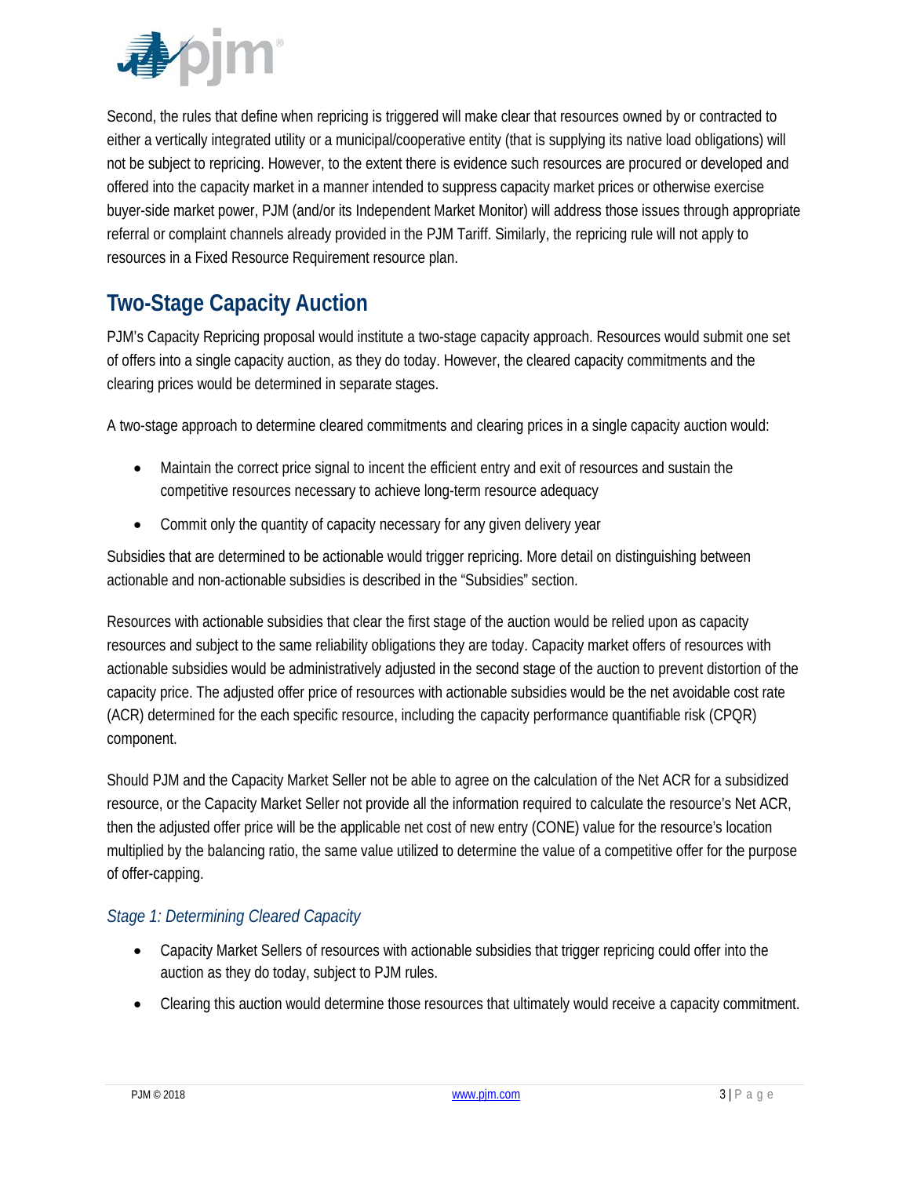Second, the rules that define when repricing is triggered will make clear that resources owned by or contracted to either a vertically integrated utility or a municipal/cooperative entity (that is supplying its native load obligations) will not be subject to repricing. However, to the extent there is evidence such resources are procured or developed and offered into the capacity market in a manner intended to suppress capacity market prices or otherwise exercise buyer-side market power, PJM (and/or its Independent Market Monitor) will address those issues through appropriate referral or complaint channels already provided in the PJM Tariff. Similarly, the repricing rule will not apply to resources in a Fixed Resource Requirement resource plan.

## Two-Stage Capacity Auction

PJM's Capacity Repricing proposal would institute a two-stage capacity approach. Resources would submit one set of offers into a single capacity auction, as they do today. However, the cleared capacity commitments and the clearing prices would be determined in separate stages.

A two-stage approach to determine cleared commitments and clearing prices in a single capacity auction would:

- Maintain the correct price signal to incent the efficient entry and exit of resources and sustain the competitive resources necessary to achieve long-term resource adequacy
- Commit only the quantity of capacity necessary for any given delivery year

Subsidies that are determined to be actionable would trigger repricing. More detail on distinguishing between actionable and non-actionable subsidies is described in the "Subsidies" section.

Resources with actionable subsidies that clear the first stage of the auction would be relied upon as capacity resources and subject to the same reliability obligations they are today. Capacity market offers of resources with actionable subsidies would be administratively adjusted in the second stage of the auction to prevent distortion of the capacity price. The adjusted offer price of resources with actionable subsidies would be the net avoidable cost rate (ACR) determined for the each specific resource, including the capacity performance quantifiable risk (CPQR) component.

Should PJM and the Capacity Market Seller not be able to agree on the calculation of the Net ACR for a subsidized resource, or the Capacity Market Seller not provide all the information required to calculate the resource's Net ACR, then the adjusted offer price will be the applicable net cost of new entry (CONE) value for the resource's location multiplied by the balancing ratio, the same value utilized to determine the value of a competitive offer for the purpose of offer-capping.

### *Stage 1: Determining Cleared Capacity*

- Capacity Market Sellers of resources with actionable subsidies that trigger repricing could offer into the auction as they do today, subject to PJM rules.
- Clearing this auction would determine those resources that ultimately would receive a capacity commitment.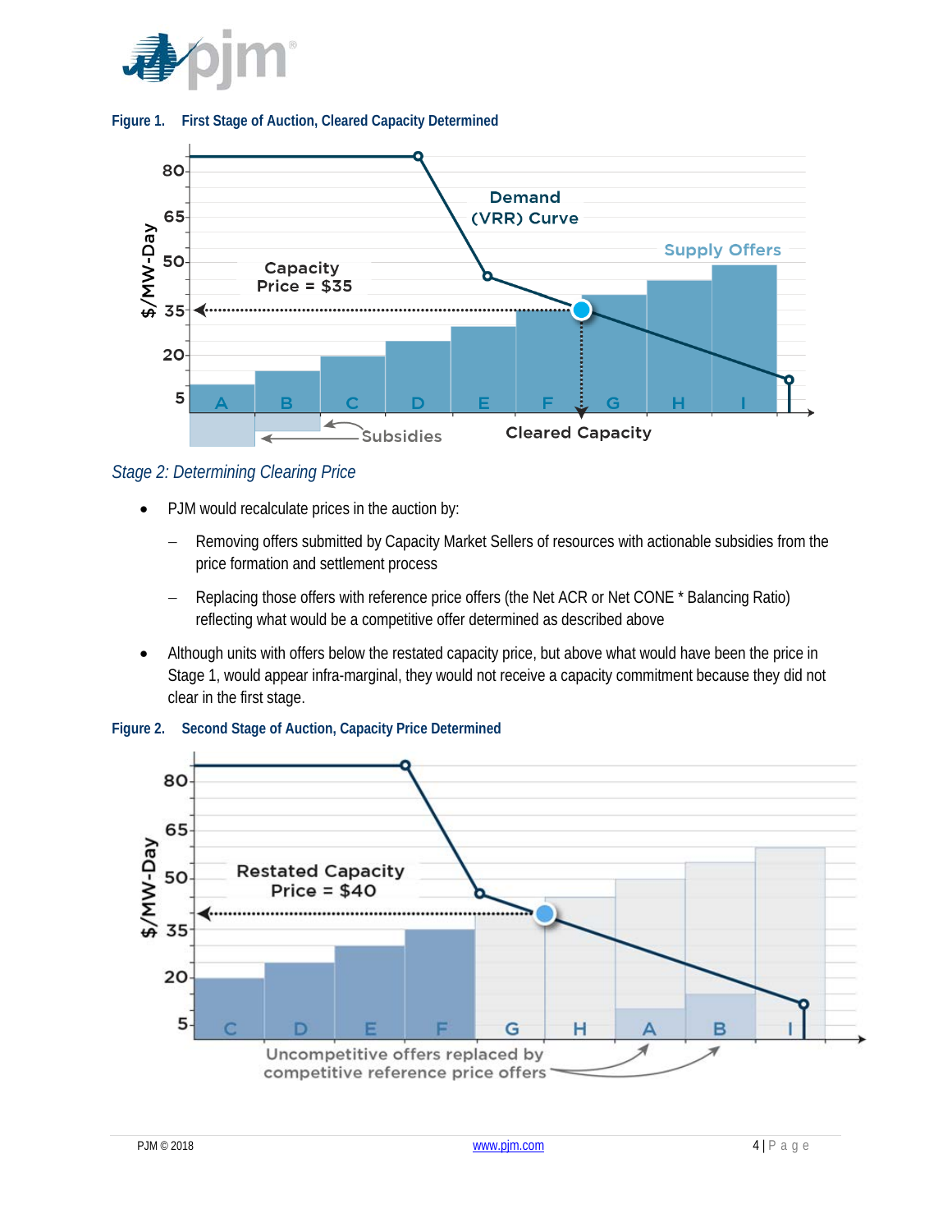**Figure 1. First Stage of Auction, Cleared Capacity Determined**

### *Stage 2: Determining Clearing Price*

- PJM would recalculate prices in the auction by:
  - Removing offers submitted by Capacity Market Sellers of resources with actionable subsidies from the price formation and settlement process
  - Replacing those offers with reference price offers (the Net ACR or Net CONE * Balancing Ratio) reflecting what would be a competitive offer determined as described above
- Although units with offers below the restated capacity price, but above what would have been the price in Stage 1, would appear infra-marginal, they would not receive a capacity commitment because they did not clear in the first stage.

**Figure 2. Second Stage of Auction, Capacity Price Determined**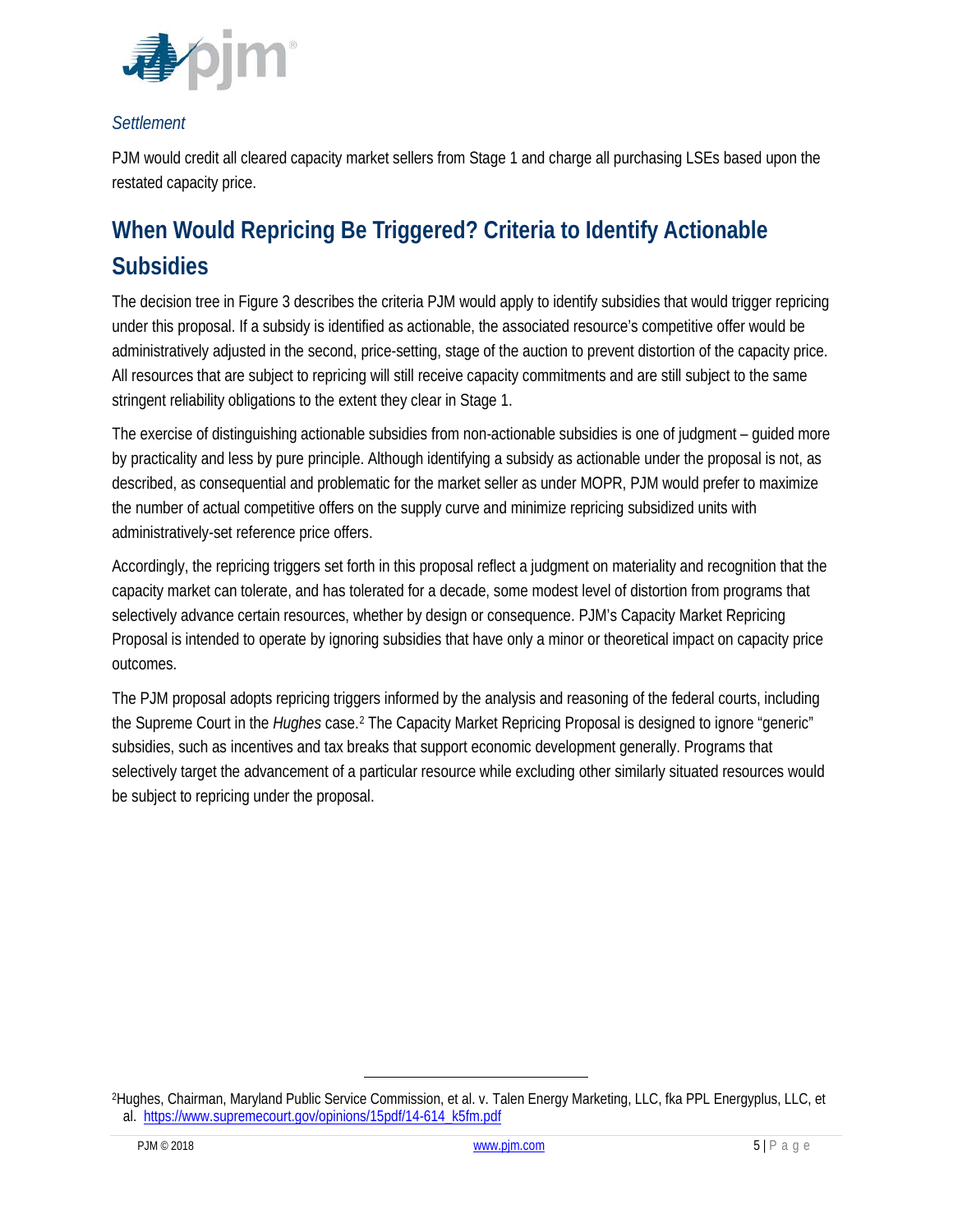*Settlement*

PJM would credit all cleared capacity market sellers from Stage 1 and charge all purchasing LSEs based upon the restated capacity price.

## When Would Repricing Be Triggered? Criteria to Identify Actionable Subsidies

The decision tree in Figure 3 describes the criteria PJM would apply to identify subsidies that would trigger repricing under this proposal. If a subsidy is identified as actionable, the associated resource's competitive offer would be administratively adjusted in the second, price-setting, stage of the auction to prevent distortion of the capacity price. All resources that are subject to repricing will still receive capacity commitments and are still subject to the same stringent reliability obligations to the extent they clear in Stage 1.

The exercise of distinguishing actionable subsidies from non-actionable subsidies is one of judgment – guided more by practicality and less by pure principle. Although identifying a subsidy as actionable under the proposal is not, as described, as consequential and problematic for the market seller as under MOPR, PJM would prefer to maximize the number of actual competitive offers on the supply curve and minimize repricing subsidized units with administratively-set reference price offers.

Accordingly, the repricing triggers set forth in this proposal reflect a judgment on materiality and recognition that the capacity market can tolerate, and has tolerated for a decade, some modest level of distortion from programs that selectively advance certain resources, whether by design or consequence. PJM's Capacity Market Repricing Proposal is intended to operate by ignoring subsidies that have only a minor or theoretical impact on capacity price outcomes.

The PJM proposal adopts repricing triggers informed by the analysis and reasoning of the federal courts, including the Supreme Court in the *Hughes* case.[2] The Capacity Market Repricing Proposal is designed to ignore "generic" subsidies, such as incentives and tax breaks that support economic development generally. Programs that selectively target the advancement of a particular resource while excluding other similarly situated resources would be subject to repricing under the proposal.

---

[2] Hughes, Chairman, Maryland Public Service Commission, et al. v. Talen Energy Marketing, LLC, fka PPL Energyplus, LLC, et al. https://www.supremecourt.gov/opinions/15pdf/14-614_k5fm.pdf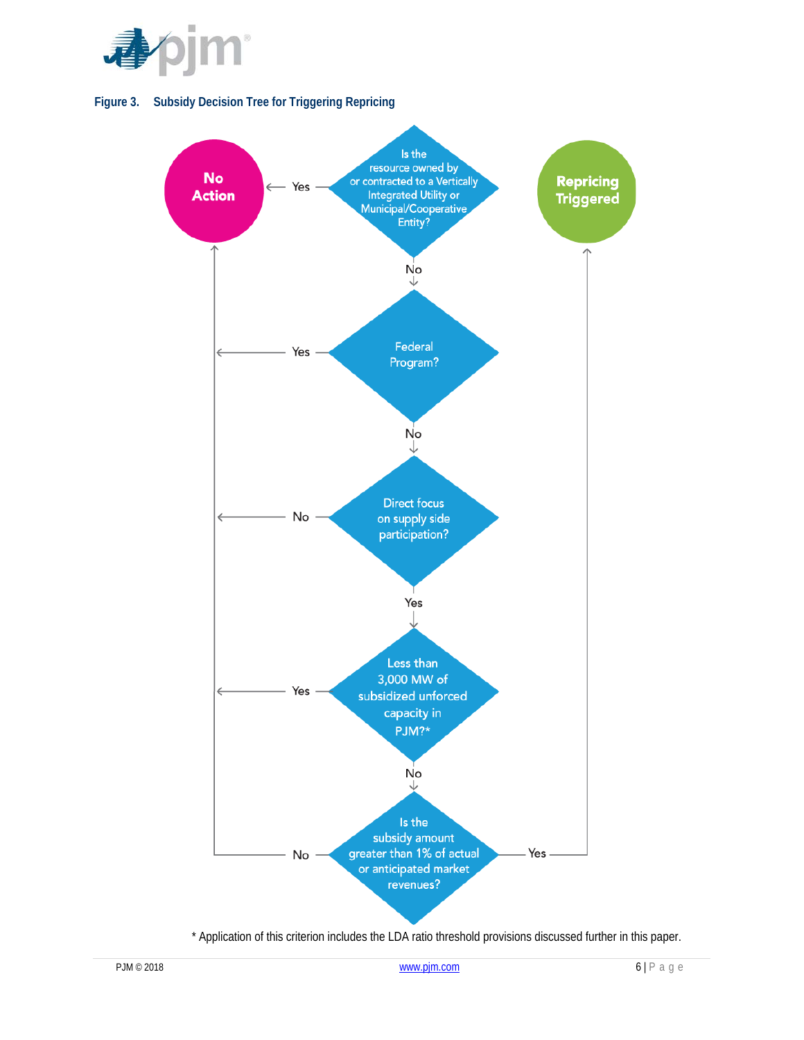**Figure 3. Subsidy Decision Tree for Triggering Repricing**

- **Is the resource owned by or contracted to a Vertically Integrated Utility or Municipal/Cooperative Entity?**
  - Yes → **No Action**
  - No → **Federal Program?**
    - Yes → **No Action**
    - No → **Direct focus on supply side participation?**
      - No → **No Action**
      - Yes → **Less than 3,000 MW of subsidized unforced capacity in PJM?***
        - Yes → **No Action**
        - No → **Is the subsidy amount greater than 1% of actual or anticipated market revenues?**
          - No → **No Action**
          - Yes → **Repricing Triggered**

\* Application of this criterion includes the LDA ratio threshold provisions discussed further in this paper.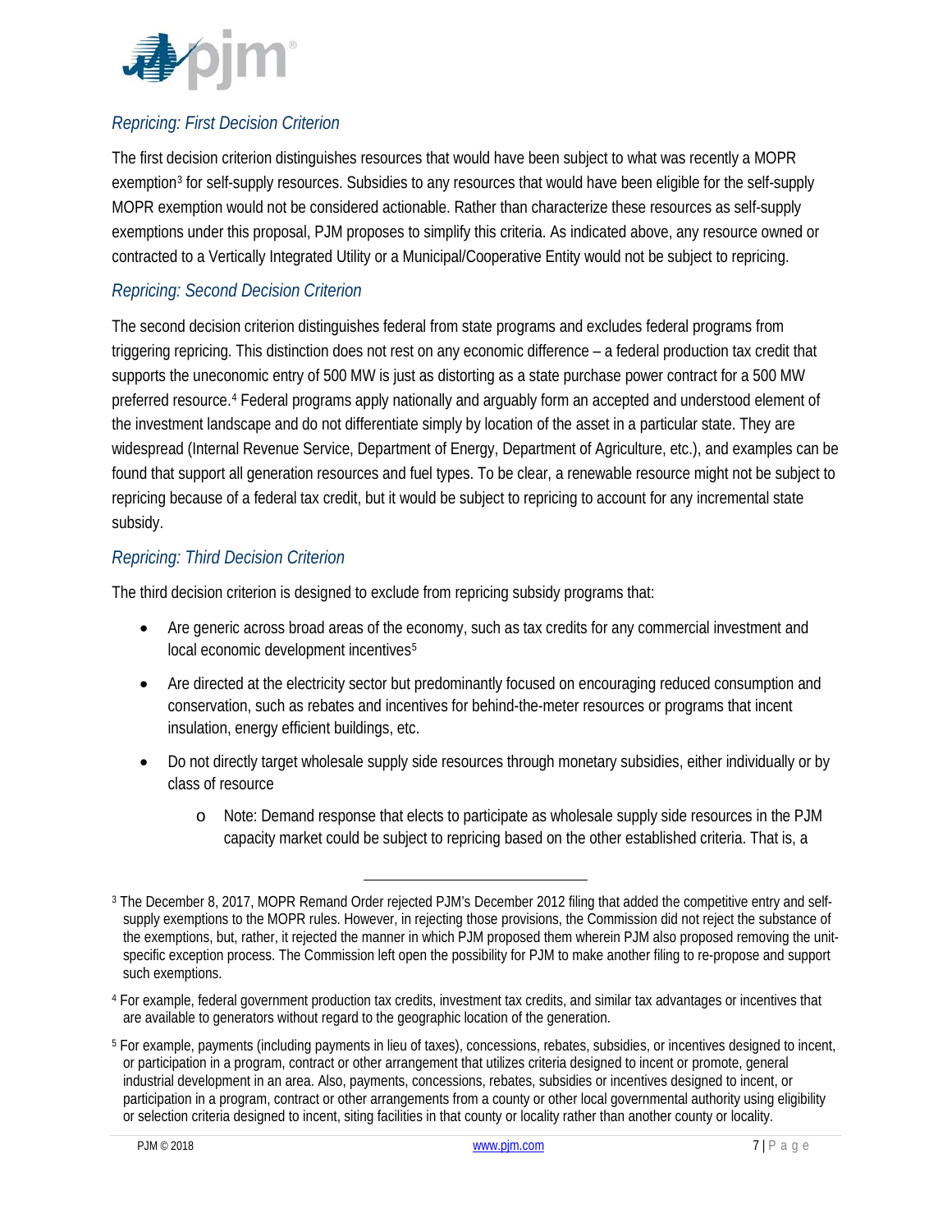### *Repricing: First Decision Criterion*

The first decision criterion distinguishes resources that would have been subject to what was recently a MOPR exemption[3] for self-supply resources. Subsidies to any resources that would have been eligible for the self-supply MOPR exemption would not be considered actionable. Rather than characterize these resources as self-supply exemptions under this proposal, PJM proposes to simplify this criteria. As indicated above, any resource owned or contracted to a Vertically Integrated Utility or a Municipal/Cooperative Entity would not be subject to repricing.

### *Repricing: Second Decision Criterion*

The second decision criterion distinguishes federal from state programs and excludes federal programs from triggering repricing. This distinction does not rest on any economic difference – a federal production tax credit that supports the uneconomic entry of 500 MW is just as distorting as a state purchase power contract for a 500 MW preferred resource.[4] Federal programs apply nationally and arguably form an accepted and understood element of the investment landscape and do not differentiate simply by location of the asset in a particular state. They are widespread (Internal Revenue Service, Department of Energy, Department of Agriculture, etc.), and examples can be found that support all generation resources and fuel types. To be clear, a renewable resource might not be subject to repricing because of a federal tax credit, but it would be subject to repricing to account for any incremental state subsidy.

### *Repricing: Third Decision Criterion*

The third decision criterion is designed to exclude from repricing subsidy programs that:

- Are generic across broad areas of the economy, such as tax credits for any commercial investment and local economic development incentives[5]
- Are directed at the electricity sector but predominantly focused on encouraging reduced consumption and conservation, such as rebates and incentives for behind-the-meter resources or programs that incent insulation, energy efficient buildings, etc.
- Do not directly target wholesale supply side resources through monetary subsidies, either individually or by class of resource
  - Note: Demand response that elects to participate as wholesale supply side resources in the PJM capacity market could be subject to repricing based on the other established criteria. That is, a

---

[3] The December 8, 2017, MOPR Remand Order rejected PJM's December 2012 filing that added the competitive entry and self-supply exemptions to the MOPR rules. However, in rejecting those provisions, the Commission did not reject the substance of the exemptions, but, rather, it rejected the manner in which PJM proposed them wherein PJM also proposed removing the unit-specific exception process. The Commission left open the possibility for PJM to make another filing to re-propose and support such exemptions.

[4] For example, federal government production tax credits, investment tax credits, and similar tax advantages or incentives that are available to generators without regard to the geographic location of the generation.

[5] For example, payments (including payments in lieu of taxes), concessions, rebates, subsidies, or incentives designed to incent, or participation in a program, contract or other arrangement that utilizes criteria designed to incent or promote, general industrial development in an area. Also, payments, concessions, rebates, subsidies or incentives designed to incent, or participation in a program, contract or other arrangements from a county or other local governmental authority using eligibility or selection criteria designed to incent, siting facilities in that county or locality rather than another county or locality.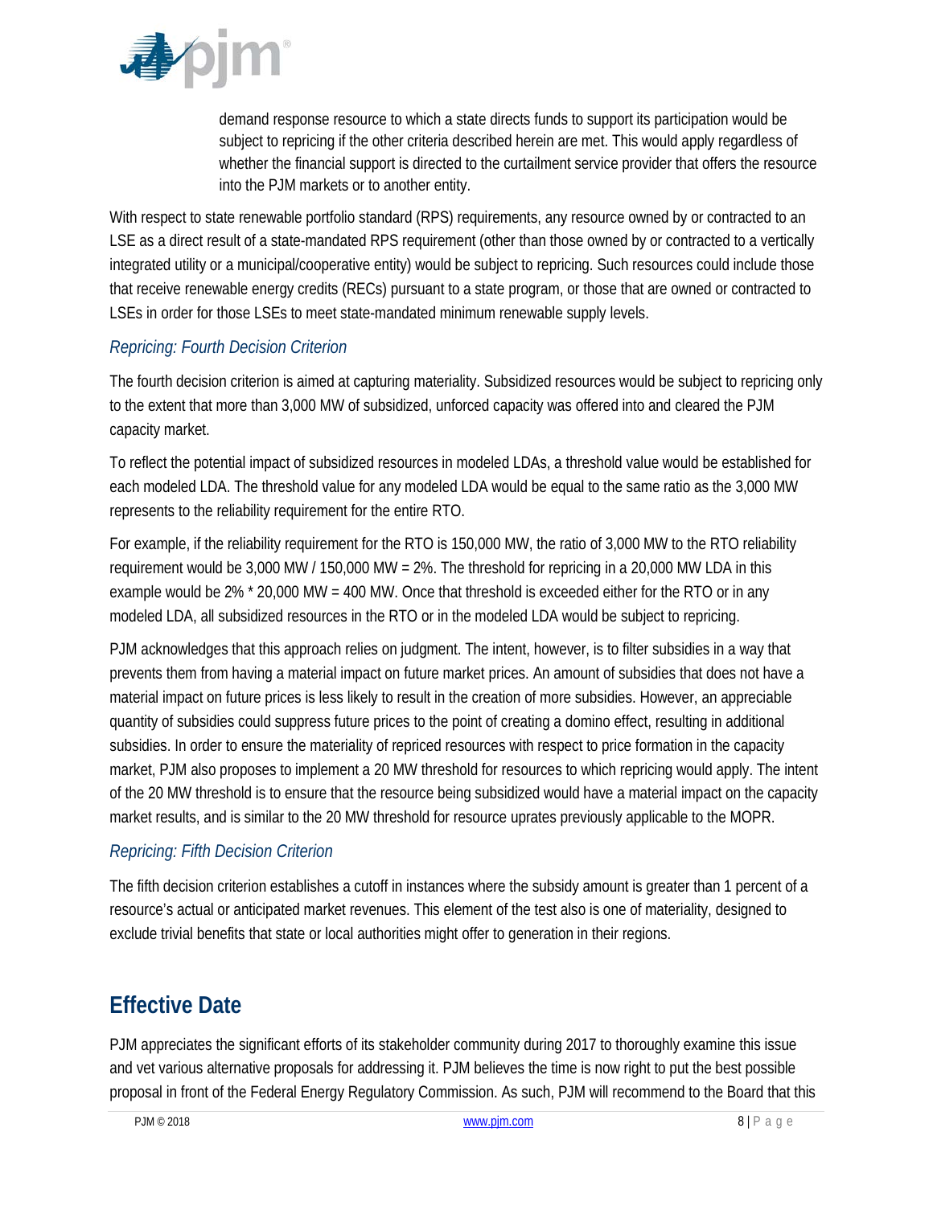demand response resource to which a state directs funds to support its participation would be subject to repricing if the other criteria described herein are met. This would apply regardless of whether the financial support is directed to the curtailment service provider that offers the resource into the PJM markets or to another entity.

With respect to state renewable portfolio standard (RPS) requirements, any resource owned by or contracted to an LSE as a direct result of a state-mandated RPS requirement (other than those owned by or contracted to a vertically integrated utility or a municipal/cooperative entity) would be subject to repricing. Such resources could include those that receive renewable energy credits (RECs) pursuant to a state program, or those that are owned or contracted to LSEs in order for those LSEs to meet state-mandated minimum renewable supply levels.

### *Repricing: Fourth Decision Criterion*

The fourth decision criterion is aimed at capturing materiality. Subsidized resources would be subject to repricing only to the extent that more than 3,000 MW of subsidized, unforced capacity was offered into and cleared the PJM capacity market.

To reflect the potential impact of subsidized resources in modeled LDAs, a threshold value would be established for each modeled LDA. The threshold value for any modeled LDA would be equal to the same ratio as the 3,000 MW represents to the reliability requirement for the entire RTO.

For example, if the reliability requirement for the RTO is 150,000 MW, the ratio of 3,000 MW to the RTO reliability requirement would be 3,000 MW / 150,000 MW = 2%. The threshold for repricing in a 20,000 MW LDA in this example would be 2% * 20,000 MW = 400 MW. Once that threshold is exceeded either for the RTO or in any modeled LDA, all subsidized resources in the RTO or in the modeled LDA would be subject to repricing.

PJM acknowledges that this approach relies on judgment. The intent, however, is to filter subsidies in a way that prevents them from having a material impact on future market prices. An amount of subsidies that does not have a material impact on future prices is less likely to result in the creation of more subsidies. However, an appreciable quantity of subsidies could suppress future prices to the point of creating a domino effect, resulting in additional subsidies. In order to ensure the materiality of repriced resources with respect to price formation in the capacity market, PJM also proposes to implement a 20 MW threshold for resources to which repricing would apply. The intent of the 20 MW threshold is to ensure that the resource being subsidized would have a material impact on the capacity market results, and is similar to the 20 MW threshold for resource uprates previously applicable to the MOPR.

### *Repricing: Fifth Decision Criterion*

The fifth decision criterion establishes a cutoff in instances where the subsidy amount is greater than 1 percent of a resource's actual or anticipated market revenues. This element of the test also is one of materiality, designed to exclude trivial benefits that state or local authorities might offer to generation in their regions.

## Effective Date

PJM appreciates the significant efforts of its stakeholder community during 2017 to thoroughly examine this issue and vet various alternative proposals for addressing it. PJM believes the time is now right to put the best possible proposal in front of the Federal Energy Regulatory Commission. As such, PJM will recommend to the Board that this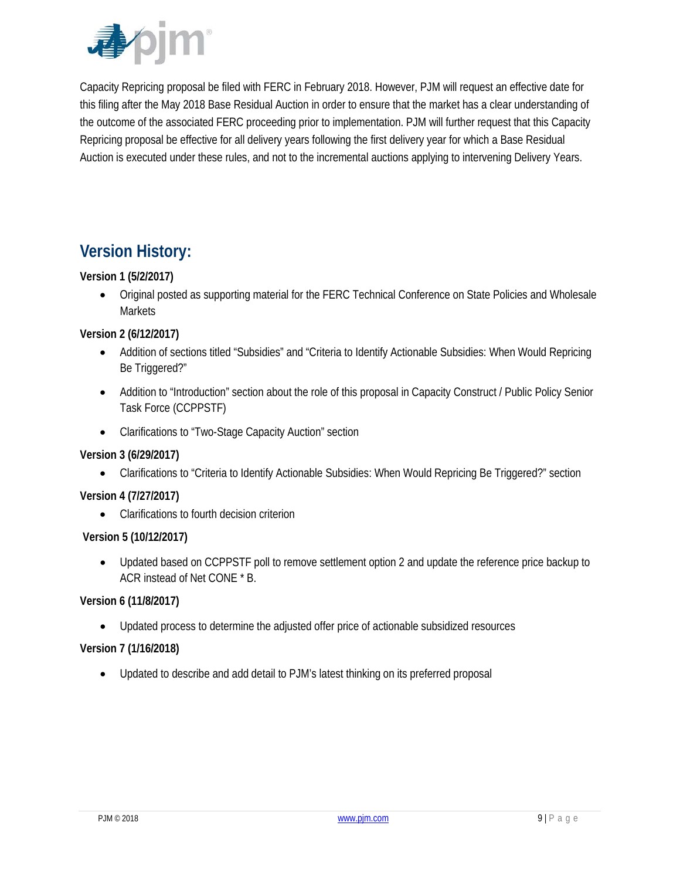Capacity Repricing proposal be filed with FERC in February 2018. However, PJM will request an effective date for this filing after the May 2018 Base Residual Auction in order to ensure that the market has a clear understanding of the outcome of the associated FERC proceeding prior to implementation. PJM will further request that this Capacity Repricing proposal be effective for all delivery years following the first delivery year for which a Base Residual Auction is executed under these rules, and not to the incremental auctions applying to intervening Delivery Years.

## Version History:

**Version 1 (5/2/2017)**

- Original posted as supporting material for the FERC Technical Conference on State Policies and Wholesale Markets

**Version 2 (6/12/2017)**

- Addition of sections titled "Subsidies" and "Criteria to Identify Actionable Subsidies: When Would Repricing Be Triggered?"
- Addition to "Introduction" section about the role of this proposal in Capacity Construct / Public Policy Senior Task Force (CCPPSTF)
- Clarifications to "Two-Stage Capacity Auction" section

**Version 3 (6/29/2017)**

- Clarifications to "Criteria to Identify Actionable Subsidies: When Would Repricing Be Triggered?" section

**Version 4 (7/27/2017)**

- Clarifications to fourth decision criterion

**Version 5 (10/12/2017)**

- Updated based on CCPPSTF poll to remove settlement option 2 and update the reference price backup to ACR instead of Net CONE * B.

**Version 6 (11/8/2017)**

- Updated process to determine the adjusted offer price of actionable subsidized resources

**Version 7 (1/16/2018)**

- Updated to describe and add detail to PJM's latest thinking on its preferred proposal